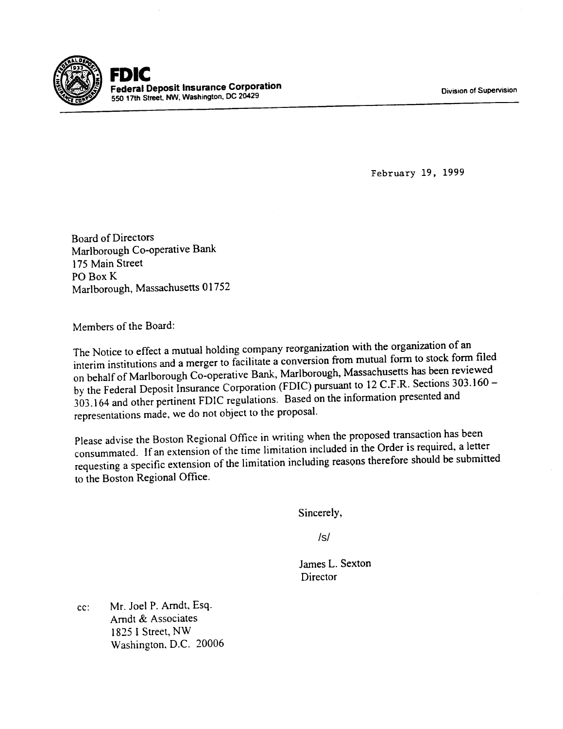**FDIC**
**Federal Deposit Insurance Corporation**
550 17th Street, NW, Washington, DC 20429

Division of Supervision

February 19, 1999

Board of Directors
Marlborough Co-operative Bank
175 Main Street
PO Box K
Marlborough, Massachusetts 01752

Members of the Board:

The Notice to effect a mutual holding company reorganization with the organization of an interim institutions and a merger to facilitate a conversion from mutual form to stock form filed on behalf of Marlborough Co-operative Bank, Marlborough, Massachusetts has been reviewed by the Federal Deposit Insurance Corporation (FDIC) pursuant to 12 C.F.R. Sections 303.160 – 303.164 and other pertinent FDIC regulations. Based on the information presented and representations made, we do not object to the proposal.

Please advise the Boston Regional Office in writing when the proposed transaction has been consummated. If an extension of the time limitation included in the Order is required, a letter requesting a specific extension of the limitation including reasons therefore should be submitted to the Boston Regional Office.

Sincerely,

/s/

James L. Sexton
Director

cc: Mr. Joel P. Arndt, Esq.
Arndt & Associates
1825 I Street, NW
Washington, D.C. 20006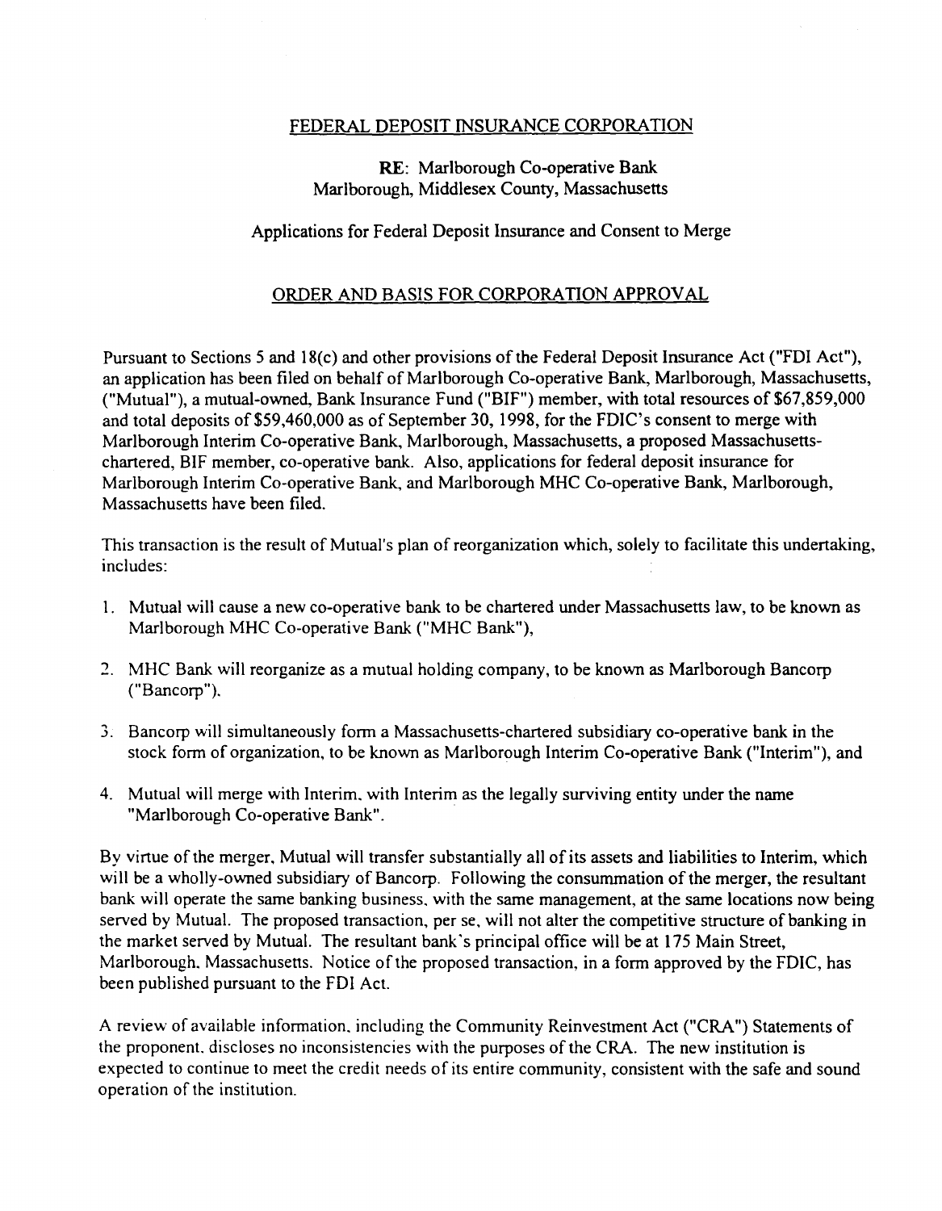FEDERAL DEPOSIT INSURANCE CORPORATION

**RE**: Marlborough Co-operative Bank
Marlborough, Middlesex County, Massachusetts

Applications for Federal Deposit Insurance and Consent to Merge

ORDER AND BASIS FOR CORPORATION APPROVAL

Pursuant to Sections 5 and 18(c) and other provisions of the Federal Deposit Insurance Act ("FDI Act"), an application has been filed on behalf of Marlborough Co-operative Bank, Marlborough, Massachusetts, ("Mutual"), a mutual-owned, Bank Insurance Fund ("BIF") member, with total resources of $67,859,000 and total deposits of $59,460,000 as of September 30, 1998, for the FDIC's consent to merge with Marlborough Interim Co-operative Bank, Marlborough, Massachusetts, a proposed Massachusetts-chartered, BIF member, co-operative bank. Also, applications for federal deposit insurance for Marlborough Interim Co-operative Bank, and Marlborough MHC Co-operative Bank, Marlborough, Massachusetts have been filed.

This transaction is the result of Mutual's plan of reorganization which, solely to facilitate this undertaking, includes:

1. Mutual will cause a new co-operative bank to be chartered under Massachusetts law, to be known as Marlborough MHC Co-operative Bank ("MHC Bank"),

2. MHC Bank will reorganize as a mutual holding company, to be known as Marlborough Bancorp ("Bancorp").

3. Bancorp will simultaneously form a Massachusetts-chartered subsidiary co-operative bank in the stock form of organization, to be known as Marlborough Interim Co-operative Bank ("Interim"), and

4. Mutual will merge with Interim, with Interim as the legally surviving entity under the name "Marlborough Co-operative Bank".

By virtue of the merger, Mutual will transfer substantially all of its assets and liabilities to Interim, which will be a wholly-owned subsidiary of Bancorp. Following the consummation of the merger, the resultant bank will operate the same banking business, with the same management, at the same locations now being served by Mutual. The proposed transaction, per se, will not alter the competitive structure of banking in the market served by Mutual. The resultant bank's principal office will be at 175 Main Street, Marlborough, Massachusetts. Notice of the proposed transaction, in a form approved by the FDIC, has been published pursuant to the FDI Act.

A review of available information, including the Community Reinvestment Act ("CRA") Statements of the proponent, discloses no inconsistencies with the purposes of the CRA. The new institution is expected to continue to meet the credit needs of its entire community, consistent with the safe and sound operation of the institution.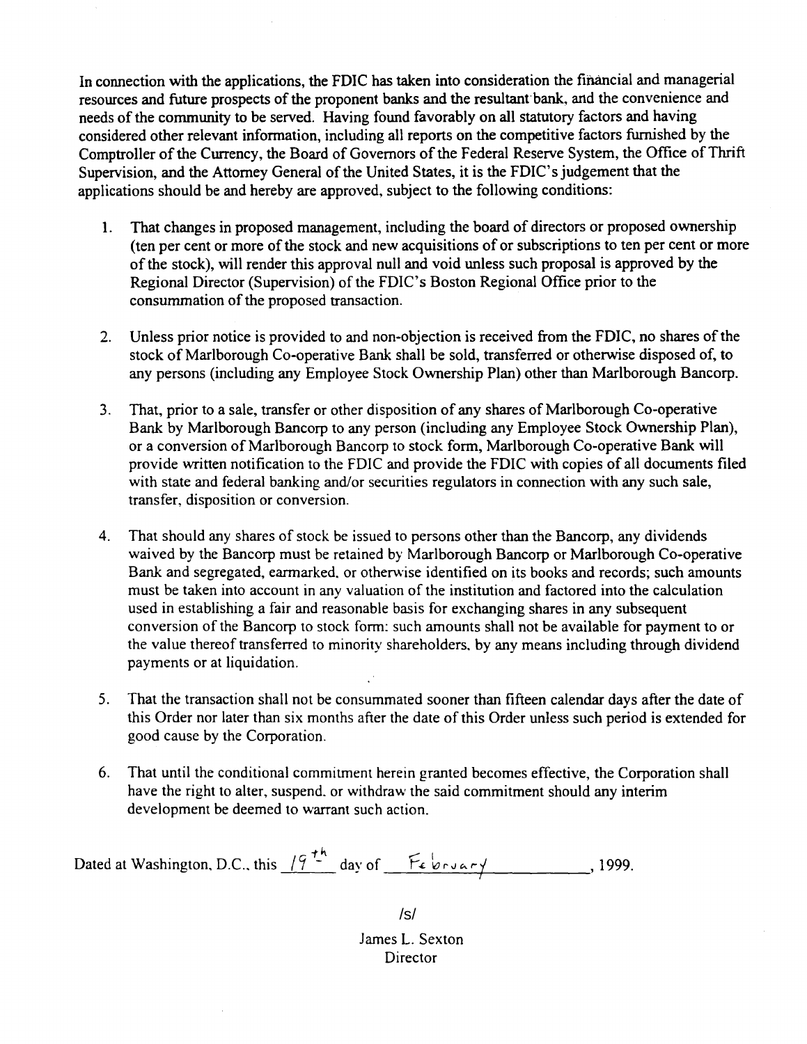In connection with the applications, the FDIC has taken into consideration the financial and managerial resources and future prospects of the proponent banks and the resultant bank, and the convenience and needs of the community to be served. Having found favorably on all statutory factors and having considered other relevant information, including all reports on the competitive factors furnished by the Comptroller of the Currency, the Board of Governors of the Federal Reserve System, the Office of Thrift Supervision, and the Attorney General of the United States, it is the FDIC's judgement that the applications should be and hereby are approved, subject to the following conditions:

1. That changes in proposed management, including the board of directors or proposed ownership (ten per cent or more of the stock and new acquisitions of or subscriptions to ten per cent or more of the stock), will render this approval null and void unless such proposal is approved by the Regional Director (Supervision) of the FDIC's Boston Regional Office prior to the consummation of the proposed transaction.

2. Unless prior notice is provided to and non-objection is received from the FDIC, no shares of the stock of Marlborough Co-operative Bank shall be sold, transferred or otherwise disposed of, to any persons (including any Employee Stock Ownership Plan) other than Marlborough Bancorp.

3. That, prior to a sale, transfer or other disposition of any shares of Marlborough Co-operative Bank by Marlborough Bancorp to any person (including any Employee Stock Ownership Plan), or a conversion of Marlborough Bancorp to stock form, Marlborough Co-operative Bank will provide written notification to the FDIC and provide the FDIC with copies of all documents filed with state and federal banking and/or securities regulators in connection with any such sale, transfer, disposition or conversion.

4. That should any shares of stock be issued to persons other than the Bancorp, any dividends waived by the Bancorp must be retained by Marlborough Bancorp or Marlborough Co-operative Bank and segregated, earmarked, or otherwise identified on its books and records; such amounts must be taken into account in any valuation of the institution and factored into the calculation used in establishing a fair and reasonable basis for exchanging shares in any subsequent conversion of the Bancorp to stock form: such amounts shall not be available for payment to or the value thereof transferred to minority shareholders, by any means including through dividend payments or at liquidation.

5. That the transaction shall not be consummated sooner than fifteen calendar days after the date of this Order nor later than six months after the date of this Order unless such period is extended for good cause by the Corporation.

6. That until the conditional commitment herein granted becomes effective, the Corporation shall have the right to alter, suspend, or withdraw the said commitment should any interim development be deemed to warrant such action.

Dated at Washington, D.C., this 19th day of February, 1999.

/s/

James L. Sexton
Director